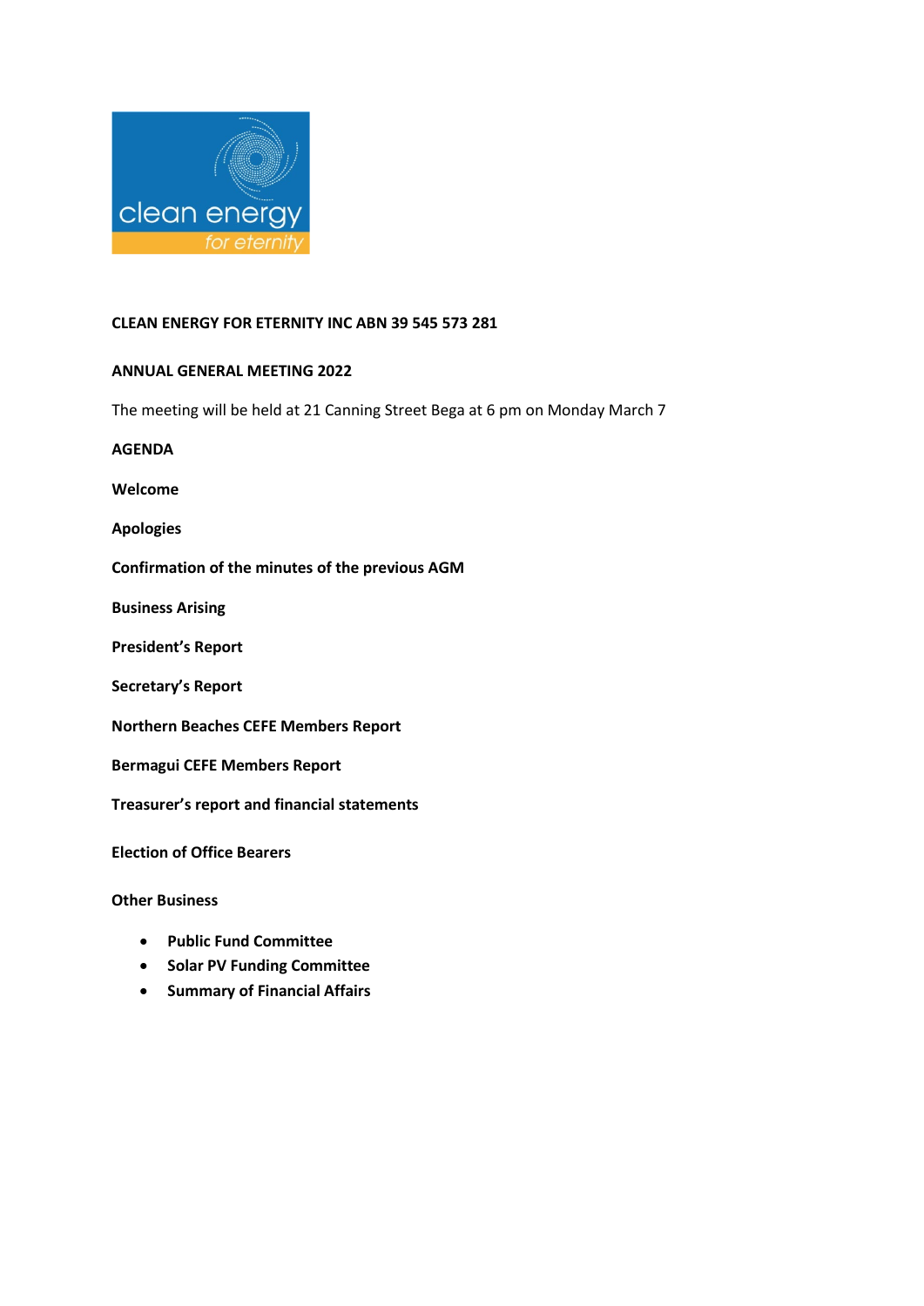**CLEAN ENERGY FOR ETERNITY INC ABN 39 545 573 281**

**ANNUAL GENERAL MEETING 2022**

The meeting will be held at 21 Canning Street Bega at 6 pm on Monday March 7

**AGENDA**

**Welcome**

**Apologies**

**Confirmation of the minutes of the previous AGM**

**Business Arising**

**President's Report**

**Secretary's Report**

**Northern Beaches CEFE Members Report**

**Bermagui CEFE Members Report**

**Treasurer's report and financial statements**

**Election of Office Bearers**

**Other Business**

- **Public Fund Committee**
- **Solar PV Funding Committee**
- **Summary of Financial Affairs**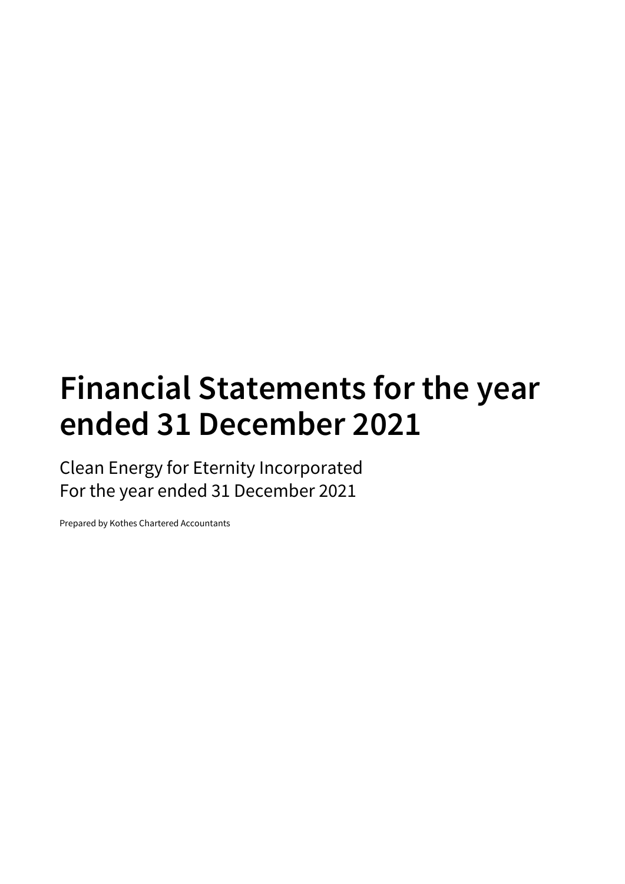# Financial Statements for the year ended 31 December 2021

Clean Energy for Eternity Incorporated
For the year ended 31 December 2021

Prepared by Kothes Chartered Accountants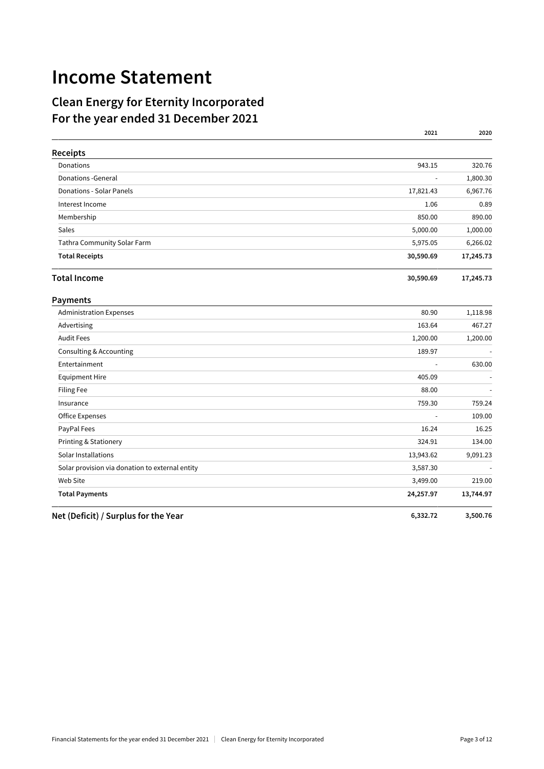# Income Statement

## Clean Energy for Eternity Incorporated
## For the year ended 31 December 2021

| | 2021 | 2020 |
|---|---|---|
| **Receipts** | | |
| Donations | 943.15 | 320.76 |
| Donations -General | - | 1,800.30 |
| Donations - Solar Panels | 17,821.43 | 6,967.76 |
| Interest Income | 1.06 | 0.89 |
| Membership | 850.00 | 890.00 |
| Sales | 5,000.00 | 1,000.00 |
| Tathra Community Solar Farm | 5,975.05 | 6,266.02 |
| **Total Receipts** | **30,590.69** | **17,245.73** |
| **Total Income** | **30,590.69** | **17,245.73** |
| **Payments** | | |
| Administration Expenses | 80.90 | 1,118.98 |
| Advertising | 163.64 | 467.27 |
| Audit Fees | 1,200.00 | 1,200.00 |
| Consulting & Accounting | 189.97 | - |
| Entertainment | - | 630.00 |
| Equipment Hire | 405.09 | - |
| Filing Fee | 88.00 | - |
| Insurance | 759.30 | 759.24 |
| Office Expenses | - | 109.00 |
| PayPal Fees | 16.24 | 16.25 |
| Printing & Stationery | 324.91 | 134.00 |
| Solar Installations | 13,943.62 | 9,091.23 |
| Solar provision via donation to external entity | 3,587.30 | - |
| Web Site | 3,499.00 | 219.00 |
| **Total Payments** | **24,257.97** | **13,744.97** |
| **Net (Deficit) / Surplus for the Year** | **6,332.72** | **3,500.76** |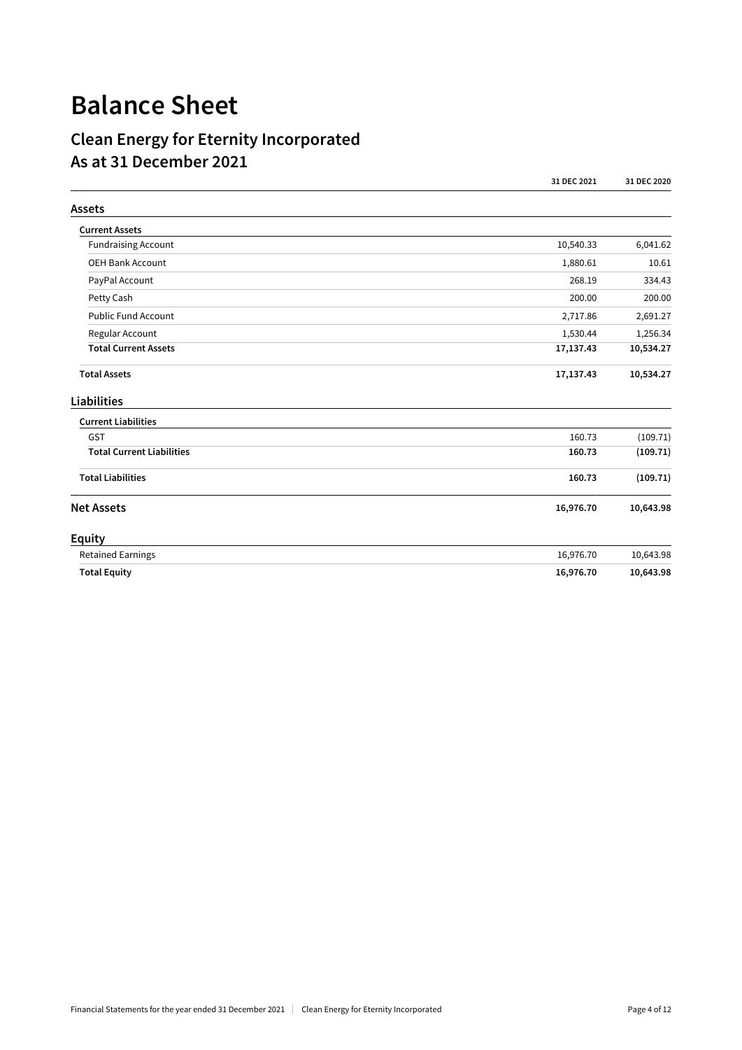# Balance Sheet

## Clean Energy for Eternity Incorporated
## As at 31 December 2021

| | 31 DEC 2021 | 31 DEC 2020 |
|---|---|---|
| **Assets** | | |
| **Current Assets** | | |
| Fundraising Account | 10,540.33 | 6,041.62 |
| OEH Bank Account | 1,880.61 | 10.61 |
| PayPal Account | 268.19 | 334.43 |
| Petty Cash | 200.00 | 200.00 |
| Public Fund Account | 2,717.86 | 2,691.27 |
| Regular Account | 1,530.44 | 1,256.34 |
| **Total Current Assets** | **17,137.43** | **10,534.27** |
| **Total Assets** | **17,137.43** | **10,534.27** |
| **Liabilities** | | |
| **Current Liabilities** | | |
| GST | 160.73 | (109.71) |
| **Total Current Liabilities** | **160.73** | **(109.71)** |
| **Total Liabilities** | **160.73** | **(109.71)** |
| **Net Assets** | **16,976.70** | **10,643.98** |
| **Equity** | | |
| Retained Earnings | 16,976.70 | 10,643.98 |
| **Total Equity** | **16,976.70** | **10,643.98** |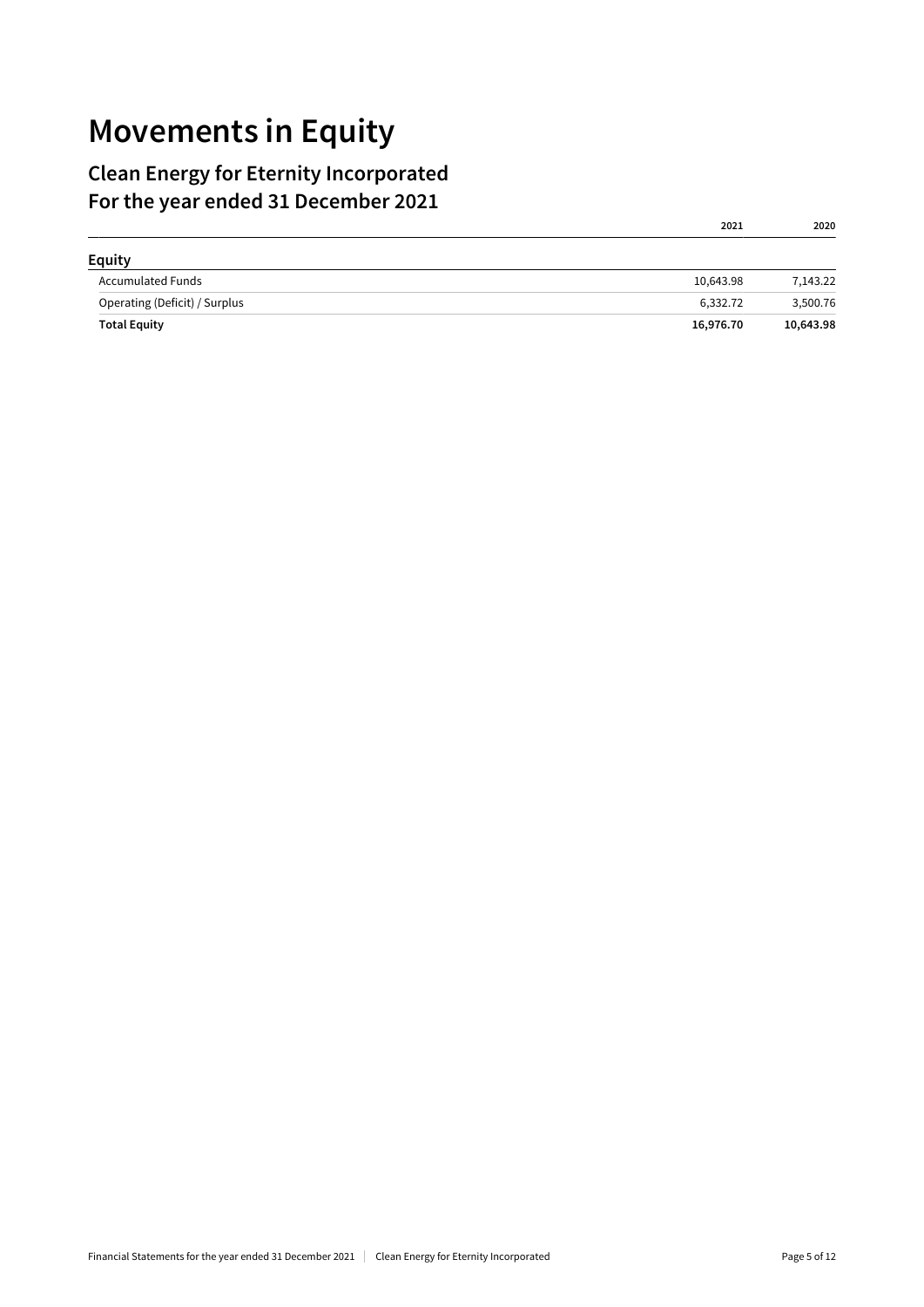# Movements in Equity

## Clean Energy for Eternity Incorporated
## For the year ended 31 December 2021

| | 2021 | 2020 |
|---|---|---|
| **Equity** | | |
| Accumulated Funds | 10,643.98 | 7,143.22 |
| Operating (Deficit) / Surplus | 6,332.72 | 3,500.76 |
| **Total Equity** | **16,976.70** | **10,643.98** |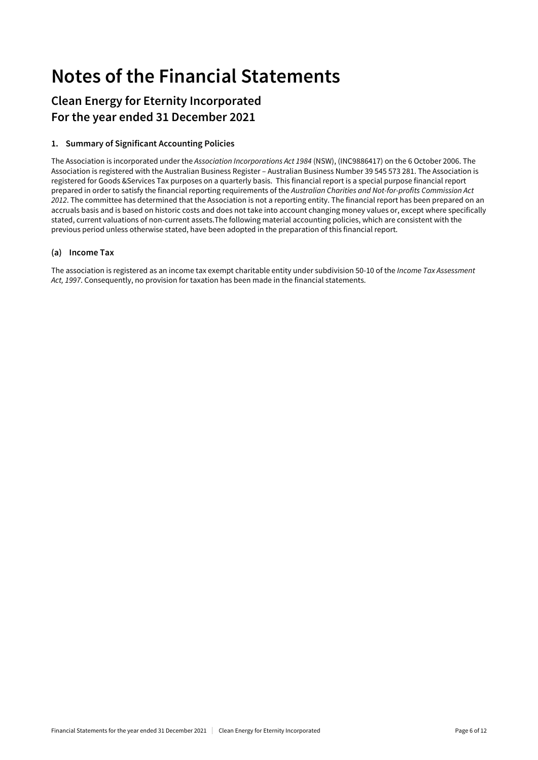# Notes of the Financial Statements

## Clean Energy for Eternity Incorporated
## For the year ended 31 December 2021

### 1. Summary of Significant Accounting Policies

The Association is incorporated under the *Association Incorporations Act 1984* (NSW), (INC9886417) on the 6 October 2006. The Association is registered with the Australian Business Register – Australian Business Number 39 545 573 281. The Association is registered for Goods &Services Tax purposes on a quarterly basis. This financial report is a special purpose financial report prepared in order to satisfy the financial reporting requirements of the *Australian Charities and Not-for-profits Commission Act 2012*. The committee has determined that the Association is not a reporting entity. The financial report has been prepared on an accruals basis and is based on historic costs and does not take into account changing money values or, except where specifically stated, current valuations of non-current assets.The following material accounting policies, which are consistent with the previous period unless otherwise stated, have been adopted in the preparation of this financial report.

### (a) Income Tax

The association is registered as an income tax exempt charitable entity under subdivision 50-10 of the *Income Tax Assessment Act, 1997*. Consequently, no provision for taxation has been made in the financial statements.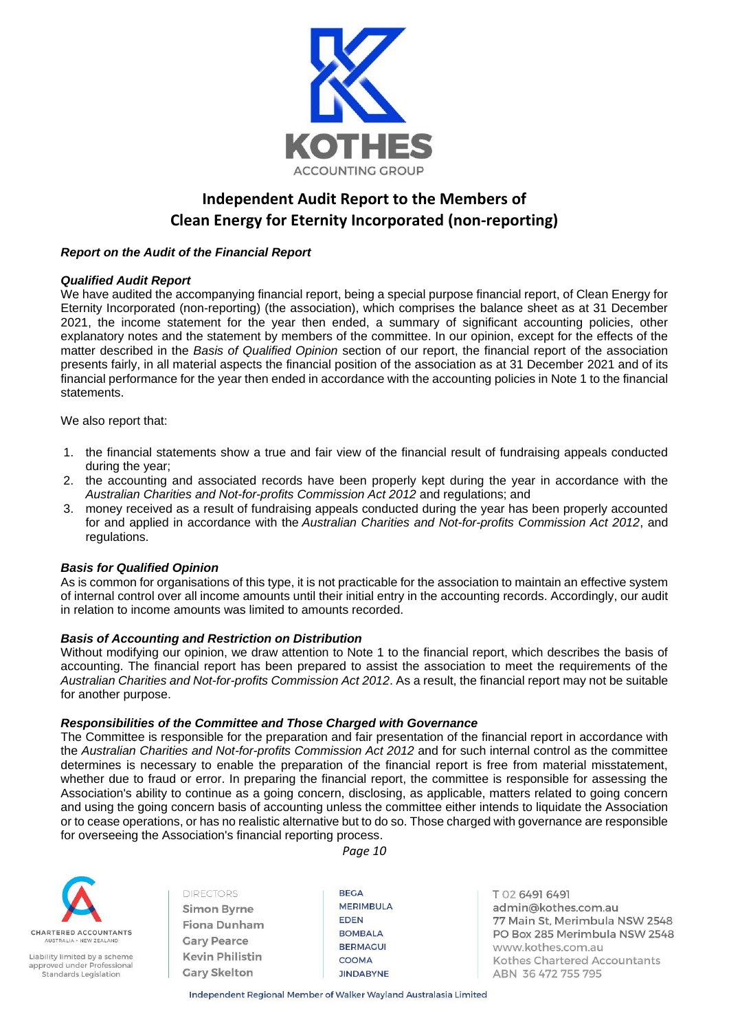# Independent Audit Report to the Members of Clean Energy for Eternity Incorporated (non-reporting)

***Report on the Audit of the Financial Report***

***Qualified Audit Report***

We have audited the accompanying financial report, being a special purpose financial report, of Clean Energy for Eternity Incorporated (non-reporting) (the association), which comprises the balance sheet as at 31 December 2021, the income statement for the year then ended, a summary of significant accounting policies, other explanatory notes and the statement by members of the committee. In our opinion, except for the effects of the matter described in the *Basis of Qualified Opinion* section of our report, the financial report of the association presents fairly, in all material aspects the financial position of the association as at 31 December 2021 and of its financial performance for the year then ended in accordance with the accounting policies in Note 1 to the financial statements.

We also report that:

1. the financial statements show a true and fair view of the financial result of fundraising appeals conducted during the year;
2. the accounting and associated records have been properly kept during the year in accordance with the *Australian Charities and Not-for-profits Commission Act 2012* and regulations; and
3. money received as a result of fundraising appeals conducted during the year has been properly accounted for and applied in accordance with the *Australian Charities and Not-for-profits Commission Act 2012*, and regulations.

***Basis for Qualified Opinion***

As is common for organisations of this type, it is not practicable for the association to maintain an effective system of internal control over all income amounts until their initial entry in the accounting records. Accordingly, our audit in relation to income amounts was limited to amounts recorded.

***Basis of Accounting and Restriction on Distribution***

Without modifying our opinion, we draw attention to Note 1 to the financial report, which describes the basis of accounting. The financial report has been prepared to assist the association to meet the requirements of the *Australian Charities and Not-for-profits Commission Act 2012*. As a result, the financial report may not be suitable for another purpose.

***Responsibilities of the Committee and Those Charged with Governance***

The Committee is responsible for the preparation and fair presentation of the financial report in accordance with the *Australian Charities and Not-for-profits Commission Act 2012* and for such internal control as the committee determines is necessary to enable the preparation of the financial report is free from material misstatement, whether due to fraud or error. In preparing the financial report, the committee is responsible for assessing the Association's ability to continue as a going concern, disclosing, as applicable, matters related to going concern and using the going concern basis of accounting unless the committee either intends to liquidate the Association or to cease operations, or has no realistic alternative but to do so. Those charged with governance are responsible for overseeing the Association's financial reporting process.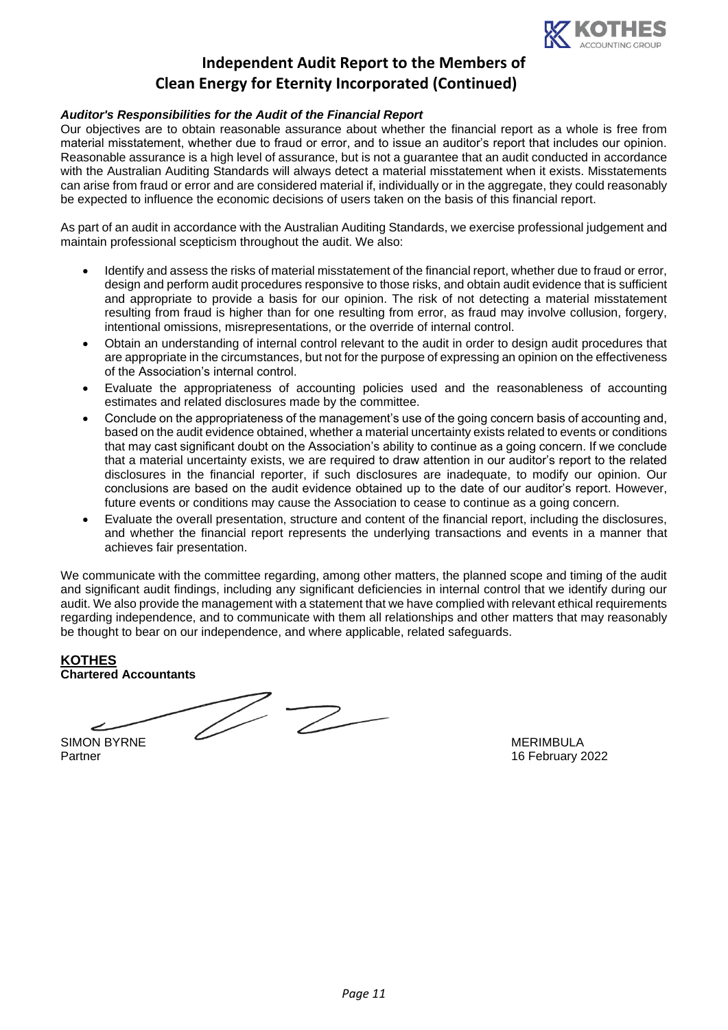# Independent Audit Report to the Members of Clean Energy for Eternity Incorporated (Continued)

***Auditor's Responsibilities for the Audit of the Financial Report***

Our objectives are to obtain reasonable assurance about whether the financial report as a whole is free from material misstatement, whether due to fraud or error, and to issue an auditor's report that includes our opinion. Reasonable assurance is a high level of assurance, but is not a guarantee that an audit conducted in accordance with the Australian Auditing Standards will always detect a material misstatement when it exists. Misstatements can arise from fraud or error and are considered material if, individually or in the aggregate, they could reasonably be expected to influence the economic decisions of users taken on the basis of this financial report.

As part of an audit in accordance with the Australian Auditing Standards, we exercise professional judgement and maintain professional scepticism throughout the audit. We also:

- Identify and assess the risks of material misstatement of the financial report, whether due to fraud or error, design and perform audit procedures responsive to those risks, and obtain audit evidence that is sufficient and appropriate to provide a basis for our opinion. The risk of not detecting a material misstatement resulting from fraud is higher than for one resulting from error, as fraud may involve collusion, forgery, intentional omissions, misrepresentations, or the override of internal control.
- Obtain an understanding of internal control relevant to the audit in order to design audit procedures that are appropriate in the circumstances, but not for the purpose of expressing an opinion on the effectiveness of the Association's internal control.
- Evaluate the appropriateness of accounting policies used and the reasonableness of accounting estimates and related disclosures made by the committee.
- Conclude on the appropriateness of the management's use of the going concern basis of accounting and, based on the audit evidence obtained, whether a material uncertainty exists related to events or conditions that may cast significant doubt on the Association's ability to continue as a going concern. If we conclude that a material uncertainty exists, we are required to draw attention in our auditor's report to the related disclosures in the financial reporter, if such disclosures are inadequate, to modify our opinion. Our conclusions are based on the audit evidence obtained up to the date of our auditor's report. However, future events or conditions may cause the Association to cease to continue as a going concern.
- Evaluate the overall presentation, structure and content of the financial report, including the disclosures, and whether the financial report represents the underlying transactions and events in a manner that achieves fair presentation.

We communicate with the committee regarding, among other matters, the planned scope and timing of the audit and significant audit findings, including any significant deficiencies in internal control that we identify during our audit. We also provide the management with a statement that we have complied with relevant ethical requirements regarding independence, and to communicate with them all relationships and other matters that may reasonably be thought to bear on our independence, and where applicable, related safeguards.

**KOTHES**
**Chartered Accountants**

SIMON BYRNE
Partner

MERIMBULA
16 February 2022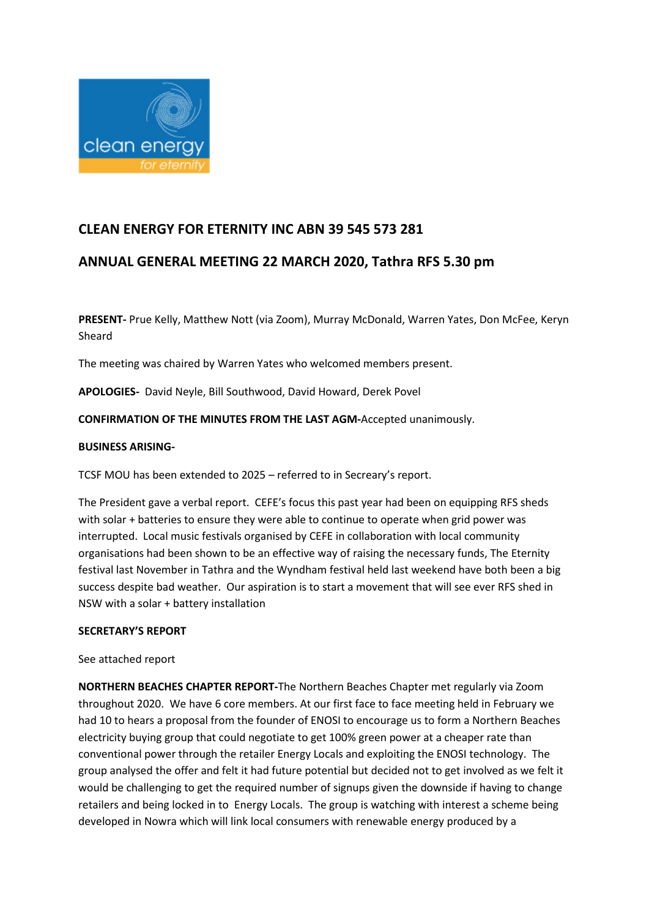# CLEAN ENERGY FOR ETERNITY INC ABN 39 545 573 281

## ANNUAL GENERAL MEETING 22 MARCH 2020, Tathra RFS 5.30 pm

**PRESENT-** Prue Kelly, Matthew Nott (via Zoom), Murray McDonald, Warren Yates, Don McFee, Keryn Sheard

The meeting was chaired by Warren Yates who welcomed members present.

**APOLOGIES-** David Neyle, Bill Southwood, David Howard, Derek Povel

**CONFIRMATION OF THE MINUTES FROM THE LAST AGM-**Accepted unanimously.

**BUSINESS ARISING-**

TCSF MOU has been extended to 2025 – referred to in Secreary's report.

The President gave a verbal report. CEFE's focus this past year had been on equipping RFS sheds with solar + batteries to ensure they were able to continue to operate when grid power was interrupted. Local music festivals organised by CEFE in collaboration with local community organisations had been shown to be an effective way of raising the necessary funds, The Eternity festival last November in Tathra and the Wyndham festival held last weekend have both been a big success despite bad weather. Our aspiration is to start a movement that will see ever RFS shed in NSW with a solar + battery installation

**SECRETARY'S REPORT**

See attached report

**NORTHERN BEACHES CHAPTER REPORT-**The Northern Beaches Chapter met regularly via Zoom throughout 2020. We have 6 core members. At our first face to face meeting held in February we had 10 to hears a proposal from the founder of ENOSI to encourage us to form a Northern Beaches electricity buying group that could negotiate to get 100% green power at a cheaper rate than conventional power through the retailer Energy Locals and exploiting the ENOSI technology. The group analysed the offer and felt it had future potential but decided not to get involved as we felt it would be challenging to get the required number of signups given the downside if having to change retailers and being locked in to Energy Locals. The group is watching with interest a scheme being developed in Nowra which will link local consumers with renewable energy produced by a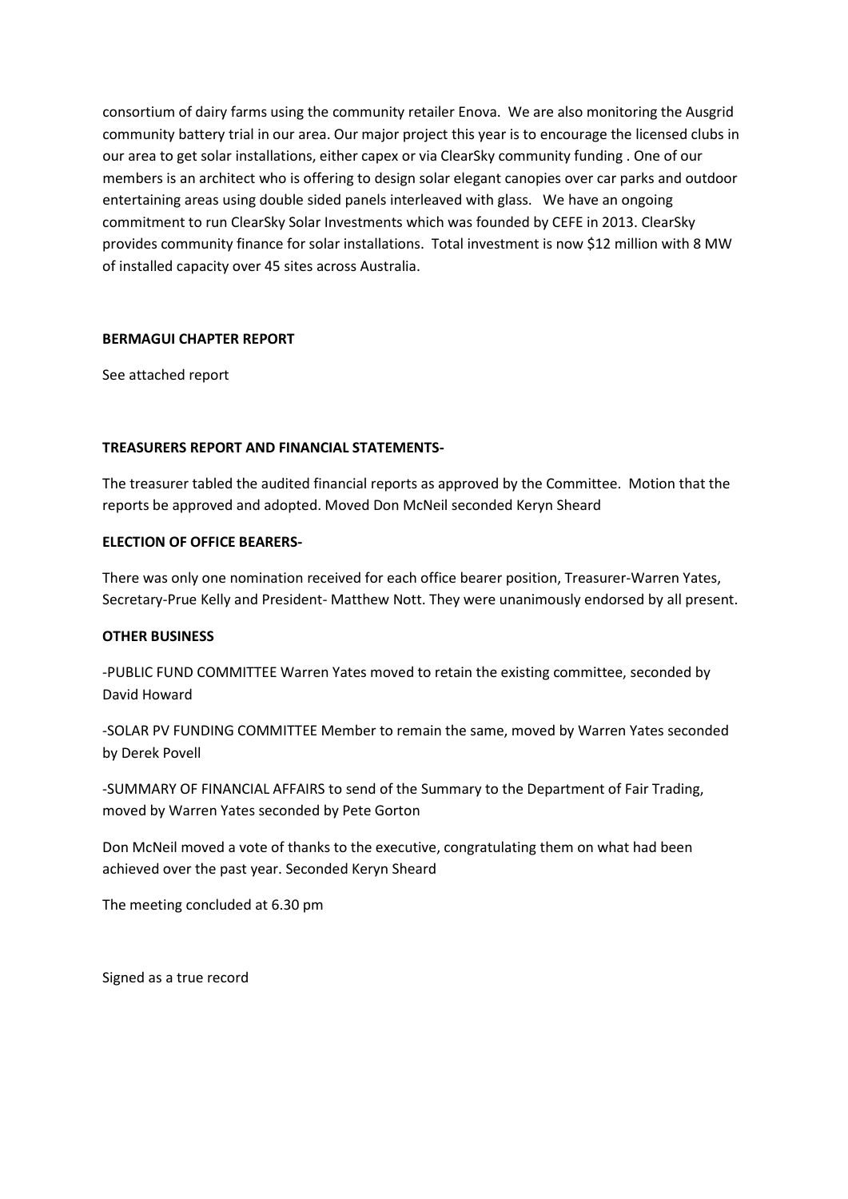consortium of dairy farms using the community retailer Enova. We are also monitoring the Ausgrid community battery trial in our area. Our major project this year is to encourage the licensed clubs in our area to get solar installations, either capex or via ClearSky community funding . One of our members is an architect who is offering to design solar elegant canopies over car parks and outdoor entertaining areas using double sided panels interleaved with glass. We have an ongoing commitment to run ClearSky Solar Investments which was founded by CEFE in 2013. ClearSky provides community finance for solar installations. Total investment is now $12 million with 8 MW of installed capacity over 45 sites across Australia.

**BERMAGUI CHAPTER REPORT**

See attached report

**TREASURERS REPORT AND FINANCIAL STATEMENTS-**

The treasurer tabled the audited financial reports as approved by the Committee. Motion that the reports be approved and adopted. Moved Don McNeil seconded Keryn Sheard

**ELECTION OF OFFICE BEARERS-**

There was only one nomination received for each office bearer position, Treasurer-Warren Yates, Secretary-Prue Kelly and President- Matthew Nott. They were unanimously endorsed by all present.

**OTHER BUSINESS**

-PUBLIC FUND COMMITTEE Warren Yates moved to retain the existing committee, seconded by David Howard

-SOLAR PV FUNDING COMMITTEE Member to remain the same, moved by Warren Yates seconded by Derek Povell

-SUMMARY OF FINANCIAL AFFAIRS to send of the Summary to the Department of Fair Trading, moved by Warren Yates seconded by Pete Gorton

Don McNeil moved a vote of thanks to the executive, congratulating them on what had been achieved over the past year. Seconded Keryn Sheard

The meeting concluded at 6.30 pm

Signed as a true record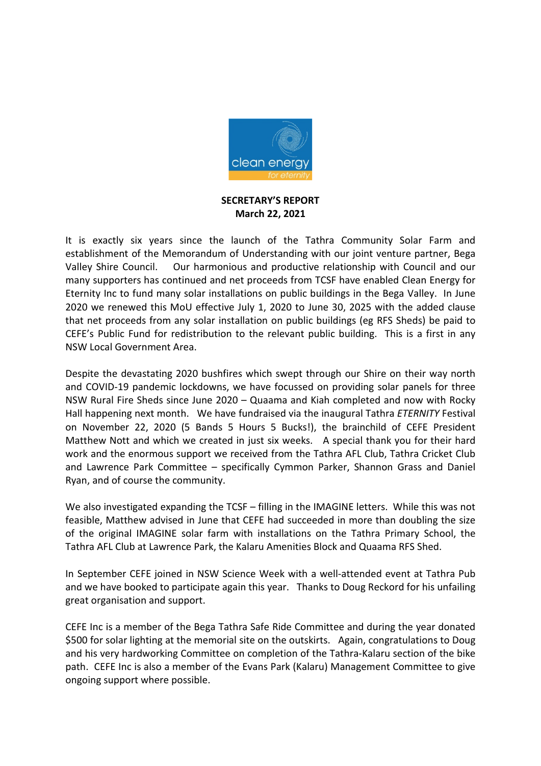**SECRETARY'S REPORT**
**March 22, 2021**

It is exactly six years since the launch of the Tathra Community Solar Farm and establishment of the Memorandum of Understanding with our joint venture partner, Bega Valley Shire Council. Our harmonious and productive relationship with Council and our many supporters has continued and net proceeds from TCSF have enabled Clean Energy for Eternity Inc to fund many solar installations on public buildings in the Bega Valley. In June 2020 we renewed this MoU effective July 1, 2020 to June 30, 2025 with the added clause that net proceeds from any solar installation on public buildings (eg RFS Sheds) be paid to CEFE's Public Fund for redistribution to the relevant public building. This is a first in any NSW Local Government Area.

Despite the devastating 2020 bushfires which swept through our Shire on their way north and COVID-19 pandemic lockdowns, we have focussed on providing solar panels for three NSW Rural Fire Sheds since June 2020 – Quaama and Kiah completed and now with Rocky Hall happening next month. We have fundraised via the inaugural Tathra *ETERNITY* Festival on November 22, 2020 (5 Bands 5 Hours 5 Bucks!), the brainchild of CEFE President Matthew Nott and which we created in just six weeks. A special thank you for their hard work and the enormous support we received from the Tathra AFL Club, Tathra Cricket Club and Lawrence Park Committee – specifically Cymmon Parker, Shannon Grass and Daniel Ryan, and of course the community.

We also investigated expanding the TCSF – filling in the IMAGINE letters. While this was not feasible, Matthew advised in June that CEFE had succeeded in more than doubling the size of the original IMAGINE solar farm with installations on the Tathra Primary School, the Tathra AFL Club at Lawrence Park, the Kalaru Amenities Block and Quaama RFS Shed.

In September CEFE joined in NSW Science Week with a well-attended event at Tathra Pub and we have booked to participate again this year. Thanks to Doug Reckord for his unfailing great organisation and support.

CEFE Inc is a member of the Bega Tathra Safe Ride Committee and during the year donated $500 for solar lighting at the memorial site on the outskirts. Again, congratulations to Doug and his very hardworking Committee on completion of the Tathra-Kalaru section of the bike path. CEFE Inc is also a member of the Evans Park (Kalaru) Management Committee to give ongoing support where possible.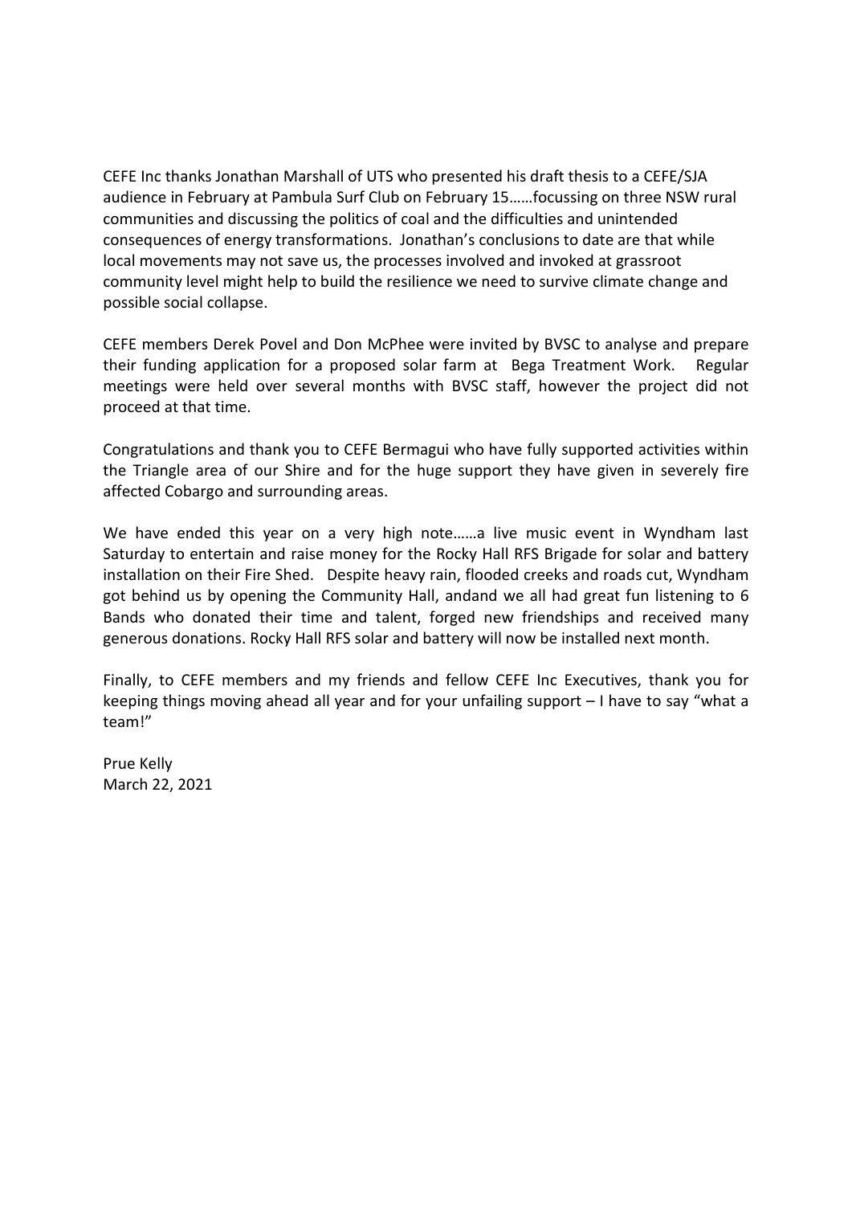CEFE Inc thanks Jonathan Marshall of UTS who presented his draft thesis to a CEFE/SJA audience in February at Pambula Surf Club on February 15……focussing on three NSW rural communities and discussing the politics of coal and the difficulties and unintended consequences of energy transformations. Jonathan's conclusions to date are that while local movements may not save us, the processes involved and invoked at grassroot community level might help to build the resilience we need to survive climate change and possible social collapse.

CEFE members Derek Povel and Don McPhee were invited by BVSC to analyse and prepare their funding application for a proposed solar farm at Bega Treatment Work. Regular meetings were held over several months with BVSC staff, however the project did not proceed at that time.

Congratulations and thank you to CEFE Bermagui who have fully supported activities within the Triangle area of our Shire and for the huge support they have given in severely fire affected Cobargo and surrounding areas.

We have ended this year on a very high note……a live music event in Wyndham last Saturday to entertain and raise money for the Rocky Hall RFS Brigade for solar and battery installation on their Fire Shed. Despite heavy rain, flooded creeks and roads cut, Wyndham got behind us by opening the Community Hall, andand we all had great fun listening to 6 Bands who donated their time and talent, forged new friendships and received many generous donations. Rocky Hall RFS solar and battery will now be installed next month.

Finally, to CEFE members and my friends and fellow CEFE Inc Executives, thank you for keeping things moving ahead all year and for your unfailing support – I have to say "what a team!"

Prue Kelly
March 22, 2021